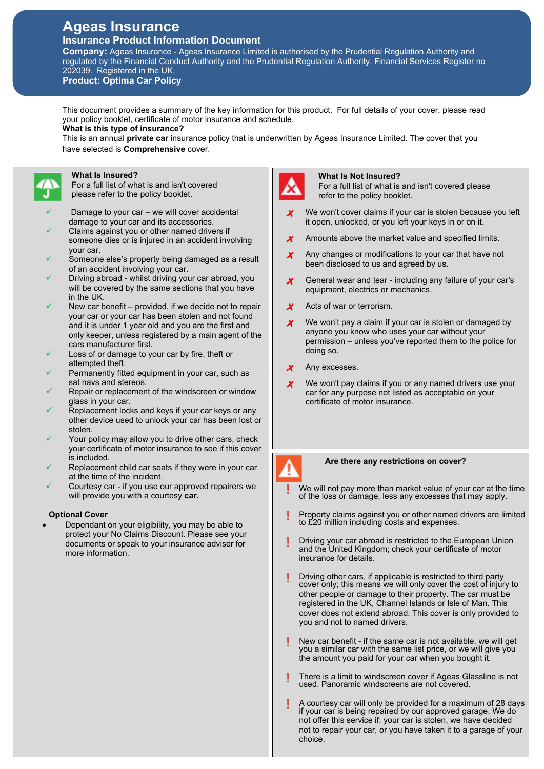# Ageas Insurance

## Insurance Product Information Document

**Company:** Ageas Insurance - Ageas Insurance Limited is authorised by the Prudential Regulation Authority and regulated by the Financial Conduct Authority and the Prudential Regulation Authority. Financial Services Register no 202039. Registered in the UK.

**Product: Optima Car Policy**

This document provides a summary of the key information for this product. For full details of your cover, please read your policy booklet, certificate of motor insurance and schedule.

**What is this type of insurance?**

This is an annual **private car** insurance policy that is underwritten by Ageas Insurance Limited. The cover that you have selected is **Comprehensive** cover.

### What Is Insured?

For a full list of what is and isn't covered please refer to the policy booklet.

- ✓ Damage to your car – we will cover accidental damage to your car and its accessories.
- ✓ Claims against you or other named drivers if someone dies or is injured in an accident involving your car.
- ✓ Someone else's property being damaged as a result of an accident involving your car.
- ✓ Driving abroad - whilst driving your car abroad, you will be covered by the same sections that you have in the UK.
- ✓ New car benefit – provided, if we decide not to repair your car or your car has been stolen and not found and it is under 1 year old and you are the first and only keeper, unless registered by a main agent of the cars manufacturer first.
- ✓ Loss of or damage to your car by fire, theft or attempted theft.
- ✓ Permanently fitted equipment in your car, such as sat navs and stereos.
- ✓ Repair or replacement of the windscreen or window glass in your car.
- ✓ Replacement locks and keys if your car keys or any other device used to unlock your car has been lost or stolen.
- ✓ Your policy may allow you to drive other cars, check your certificate of motor insurance to see if this cover is included.
- ✓ Replacement child car seats if they were in your car at the time of the incident.
- ✓ Courtesy car - if you use our approved repairers we will provide you with a courtesy **car.**

**Optional Cover**

- Dependant on your eligibility, you may be able to protect your No Claims Discount. Please see your documents or speak to your insurance adviser for more information.

### What Is Not Insured?

For a full list of what is and isn't covered please refer to the policy booklet.

- ✗ We won't cover claims if your car is stolen because you left it open, unlocked, or you left your keys in or on it.
- ✗ Amounts above the market value and specified limits.
- ✗ Any changes or modifications to your car that have not been disclosed to us and agreed by us.
- ✗ General wear and tear - including any failure of your car's equipment, electrics or mechanics.
- ✗ Acts of war or terrorism.
- ✗ We won't pay a claim if your car is stolen or damaged by anyone you know who uses your car without your permission – unless you've reported them to the police for doing so.
- ✗ Any excesses.
- ✗ We won't pay claims if you or any named drivers use your car for any purpose not listed as acceptable on your certificate of motor insurance.

### Are there any restrictions on cover?

- ! We will not pay more than market value of your car at the time of the loss or damage, less any excesses that may apply.
- ! Property claims against you or other named drivers are limited to £20 million including costs and expenses.
- ! Driving your car abroad is restricted to the European Union and the United Kingdom; check your certificate of motor insurance for details.
- ! Driving other cars, if applicable is restricted to third party cover only; this means we will only cover the cost of injury to other people or damage to their property. The car must be registered in the UK, Channel Islands or Isle of Man. This cover does not extend abroad. This cover is only provided to you and not to named drivers.
- ! New car benefit - if the same car is not available, we will get you a similar car with the same list price, or we will give you the amount you paid for your car when you bought it.
- ! There is a limit to windscreen cover if Ageas Glassline is not used. Panoramic windscreens are not covered.
- ! A courtesy car will only be provided for a maximum of 28 days if your car is being repaired by our approved garage. We do not offer this service if: your car is stolen, we have decided not to repair your car, or you have taken it to a garage of your choice.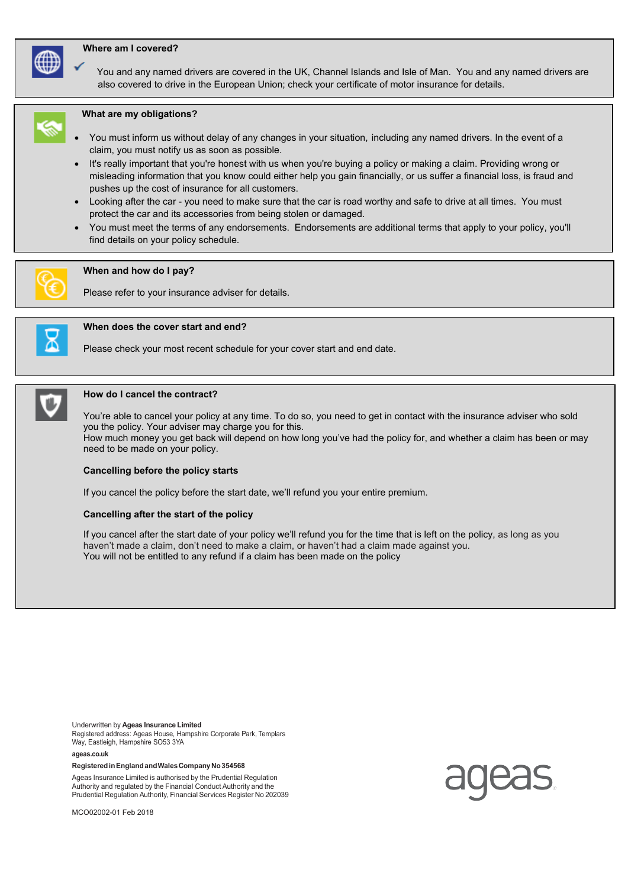### Where am I covered?

✔ You and any named drivers are covered in the UK, Channel Islands and Isle of Man. You and any named drivers are also covered to drive in the European Union; check your certificate of motor insurance for details.

### What are my obligations?

- You must inform us without delay of any changes in your situation, including any named drivers. In the event of a claim, you must notify us as soon as possible.
- It's really important that you're honest with us when you're buying a policy or making a claim. Providing wrong or misleading information that you know could either help you gain financially, or us suffer a financial loss, is fraud and pushes up the cost of insurance for all customers.
- Looking after the car - you need to make sure that the car is road worthy and safe to drive at all times. You must protect the car and its accessories from being stolen or damaged.
- You must meet the terms of any endorsements. Endorsements are additional terms that apply to your policy, you'll find details on your policy schedule.

### When and how do I pay?

Please refer to your insurance adviser for details.

### When does the cover start and end?

Please check your most recent schedule for your cover start and end date.

### How do I cancel the contract?

You're able to cancel your policy at any time. To do so, you need to get in contact with the insurance adviser who sold you the policy. Your adviser may charge you for this.
How much money you get back will depend on how long you've had the policy for, and whether a claim has been or may need to be made on your policy.

**Cancelling before the policy starts**

If you cancel the policy before the start date, we'll refund you your entire premium.

**Cancelling after the start of the policy**

If you cancel after the start date of your policy we'll refund you for the time that is left on the policy, as long as you haven't made a claim, don't need to make a claim, or haven't had a claim made against you.
You will not be entitled to any refund if a claim has been made on the policy

Underwritten by **Ageas Insurance Limited**
Registered address: Ageas House, Hampshire Corporate Park, Templars Way, Eastleigh, Hampshire SO53 3YA

**ageas.co.uk**

**Registered in England and Wales Company No 354568**

Ageas Insurance Limited is authorised by the Prudential Regulation Authority and regulated by the Financial Conduct Authority and the Prudential Regulation Authority, Financial Services Register No 202039

MCO02002-01 Feb 2018

ageas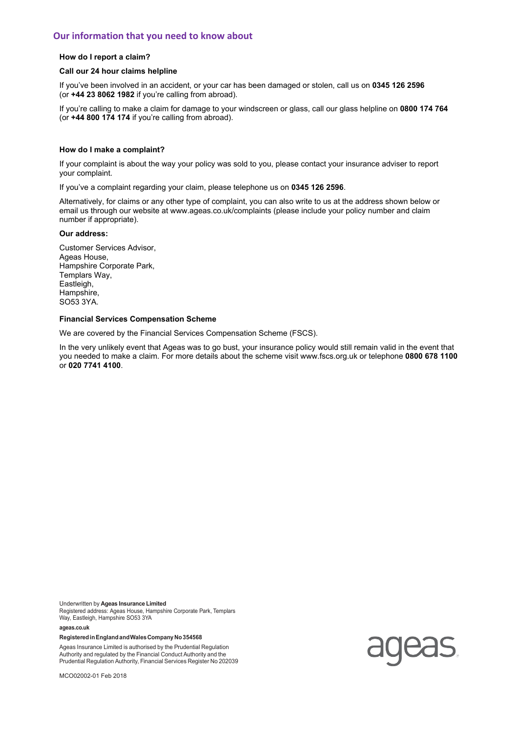## Our information that you need to know about

**How do I report a claim?**

**Call our 24 hour claims helpline**

If you've been involved in an accident, or your car has been damaged or stolen, call us on **0345 126 2596** (or **+44 23 8062 1982** if you're calling from abroad).

If you're calling to make a claim for damage to your windscreen or glass, call our glass helpline on **0800 174 764** (or **+44 800 174 174** if you're calling from abroad).

**How do I make a complaint?**

If your complaint is about the way your policy was sold to you, please contact your insurance adviser to report your complaint.

If you've a complaint regarding your claim, please telephone us on **0345 126 2596**.

Alternatively, for claims or any other type of complaint, you can also write to us at the address shown below or email us through our website at www.ageas.co.uk/complaints (please include your policy number and claim number if appropriate).

**Our address:**

Customer Services Advisor,
Ageas House,
Hampshire Corporate Park,
Templars Way,
Eastleigh,
Hampshire,
SO53 3YA.

**Financial Services Compensation Scheme**

We are covered by the Financial Services Compensation Scheme (FSCS).

In the very unlikely event that Ageas was to go bust, your insurance policy would still remain valid in the event that you needed to make a claim. For more details about the scheme visit www.fscs.org.uk or telephone **0800 678 1100** or **020 7741 4100**.

Underwritten by **Ageas Insurance Limited**
Registered address: Ageas House, Hampshire Corporate Park, Templars Way, Eastleigh, Hampshire SO53 3YA

**ageas.co.uk**

**Registered in England and Wales Company No 354568**

Ageas Insurance Limited is authorised by the Prudential Regulation Authority and regulated by the Financial Conduct Authority and the Prudential Regulation Authority, Financial Services Register No 202039

ageas

MCO02002-01 Feb 2018